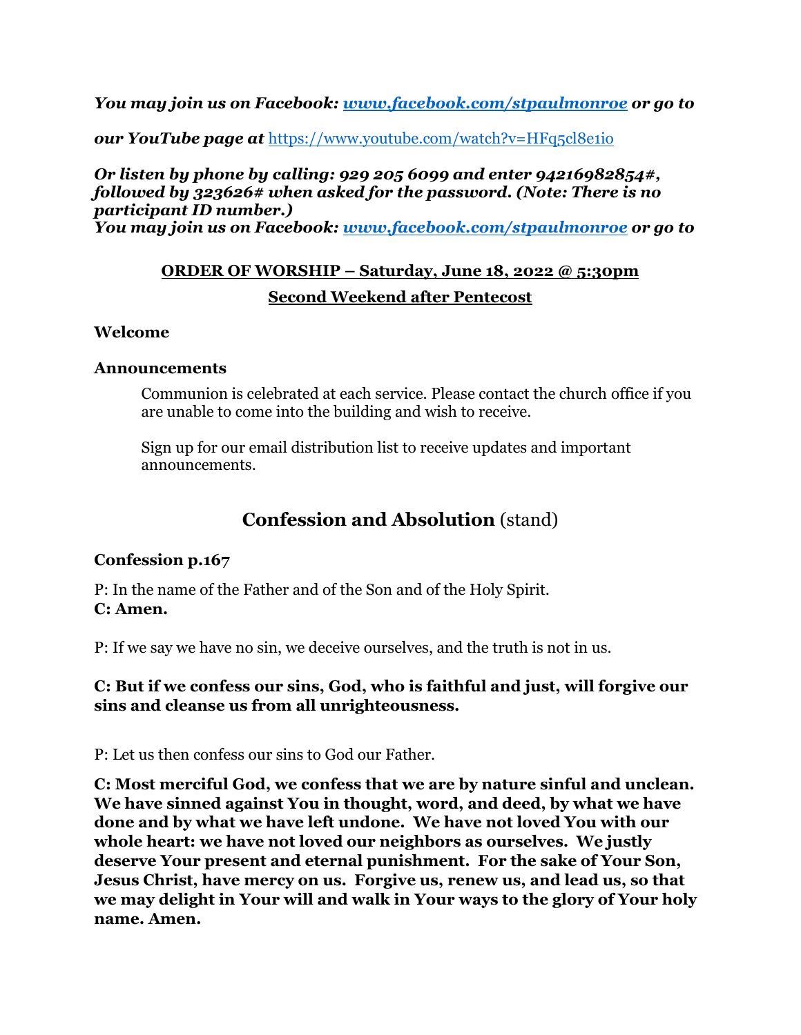***You may join us on Facebook: [www.facebook.com/stpaulmonroe](http://www.facebook.com/stpaulmonroe) or go to***

***our YouTube page at*** https://www.youtube.com/watch?v=HFq5cl8e1io

***Or listen by phone by calling: 929 205 6099 and enter 94216982854#, followed by 323626# when asked for the password. (Note: There is no participant ID number.)***
***You may join us on Facebook: [www.facebook.com/stpaulmonroe](http://www.facebook.com/stpaulmonroe) or go to***

**ORDER OF WORSHIP – Saturday, June 18, 2022 @ 5:30pm**

**Second Weekend after Pentecost**

**Welcome**

**Announcements**

Communion is celebrated at each service. Please contact the church office if you are unable to come into the building and wish to receive.

Sign up for our email distribution list to receive updates and important announcements.

## Confession and Absolution (stand)

**Confession p.167**

P: In the name of the Father and of the Son and of the Holy Spirit.
**C: Amen.**

P: If we say we have no sin, we deceive ourselves, and the truth is not in us.

**C: But if we confess our sins, God, who is faithful and just, will forgive our sins and cleanse us from all unrighteousness.**

P: Let us then confess our sins to God our Father.

**C: Most merciful God, we confess that we are by nature sinful and unclean. We have sinned against You in thought, word, and deed, by what we have done and by what we have left undone. We have not loved You with our whole heart: we have not loved our neighbors as ourselves. We justly deserve Your present and eternal punishment. For the sake of Your Son, Jesus Christ, have mercy on us. Forgive us, renew us, and lead us, so that we may delight in Your will and walk in Your ways to the glory of Your holy name. Amen.**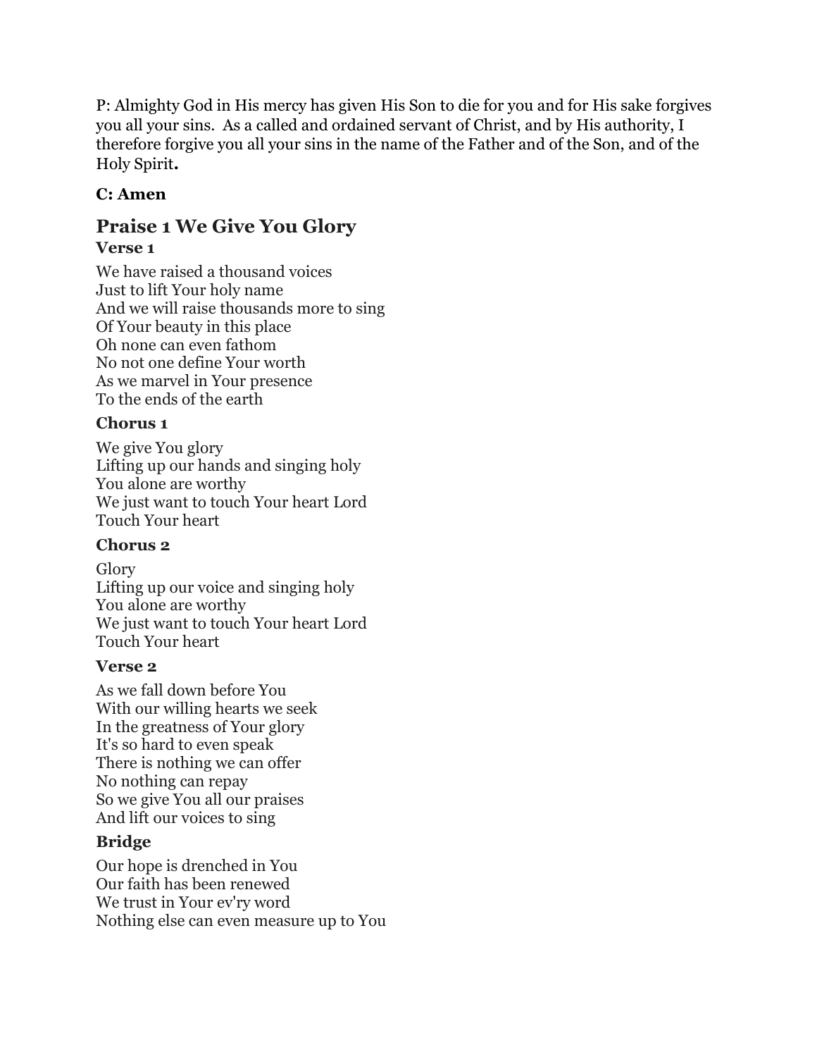P: Almighty God in His mercy has given His Son to die for you and for His sake forgives you all your sins. As a called and ordained servant of Christ, and by His authority, I therefore forgive you all your sins in the name of the Father and of the Son, and of the Holy Spirit**.**

**C: Amen**

## Praise 1 We Give You Glory

### Verse 1

We have raised a thousand voices
Just to lift Your holy name
And we will raise thousands more to sing
Of Your beauty in this place
Oh none can even fathom
No not one define Your worth
As we marvel in Your presence
To the ends of the earth

### Chorus 1

We give You glory
Lifting up our hands and singing holy
You alone are worthy
We just want to touch Your heart Lord
Touch Your heart

### Chorus 2

Glory
Lifting up our voice and singing holy
You alone are worthy
We just want to touch Your heart Lord
Touch Your heart

### Verse 2

As we fall down before You
With our willing hearts we seek
In the greatness of Your glory
It's so hard to even speak
There is nothing we can offer
No nothing can repay
So we give You all our praises
And lift our voices to sing

### Bridge

Our hope is drenched in You
Our faith has been renewed
We trust in Your ev'ry word
Nothing else can even measure up to You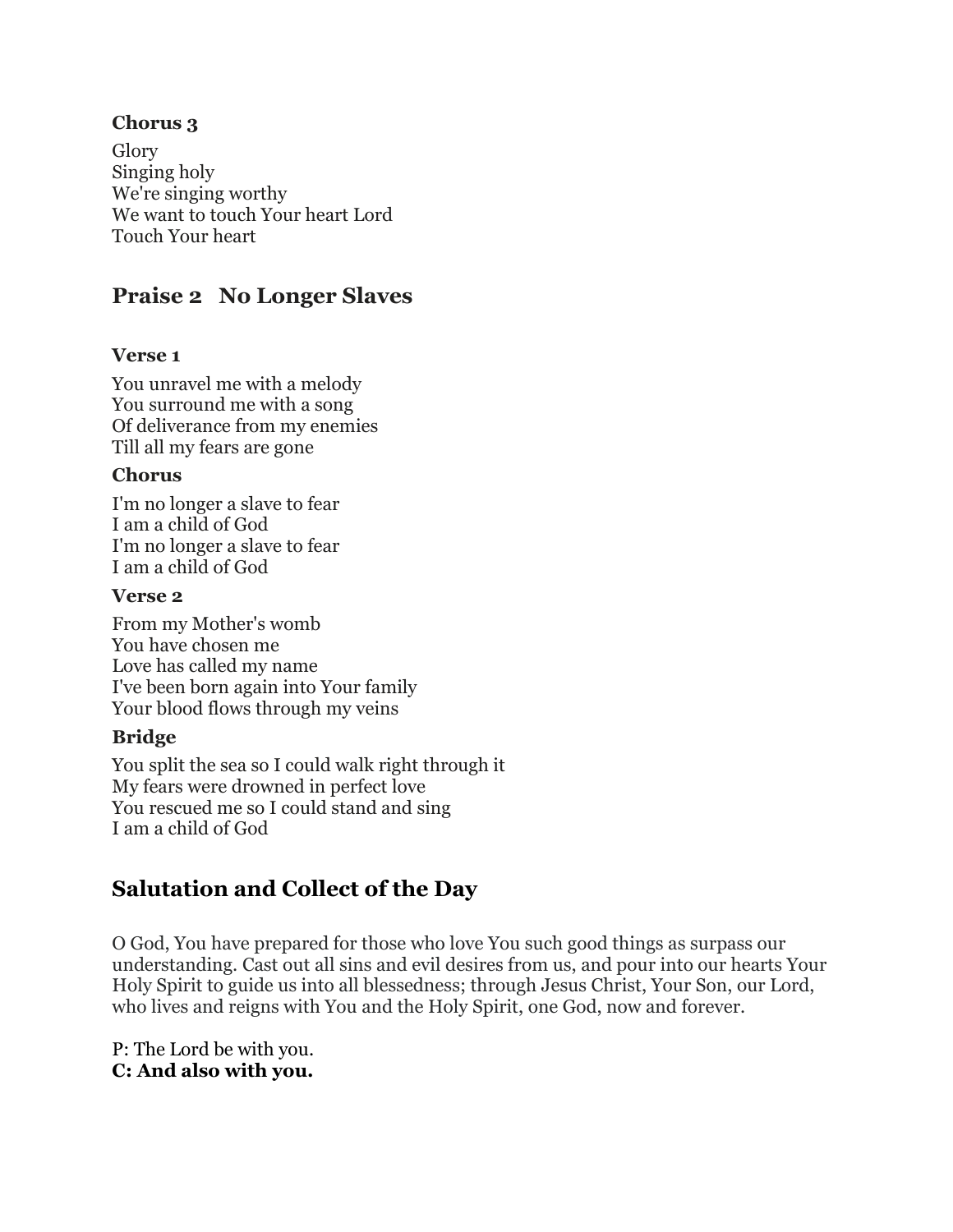**Chorus 3**

Glory
Singing holy
We're singing worthy
We want to touch Your heart Lord
Touch Your heart

## Praise 2 No Longer Slaves

**Verse 1**

You unravel me with a melody
You surround me with a song
Of deliverance from my enemies
Till all my fears are gone

**Chorus**

I'm no longer a slave to fear
I am a child of God
I'm no longer a slave to fear
I am a child of God

**Verse 2**

From my Mother's womb
You have chosen me
Love has called my name
I've been born again into Your family
Your blood flows through my veins

**Bridge**

You split the sea so I could walk right through it
My fears were drowned in perfect love
You rescued me so I could stand and sing
I am a child of God

## Salutation and Collect of the Day

O God, You have prepared for those who love You such good things as surpass our understanding. Cast out all sins and evil desires from us, and pour into our hearts Your Holy Spirit to guide us into all blessedness; through Jesus Christ, Your Son, our Lord, who lives and reigns with You and the Holy Spirit, one God, now and forever.

P: The Lord be with you.
**C: And also with you.**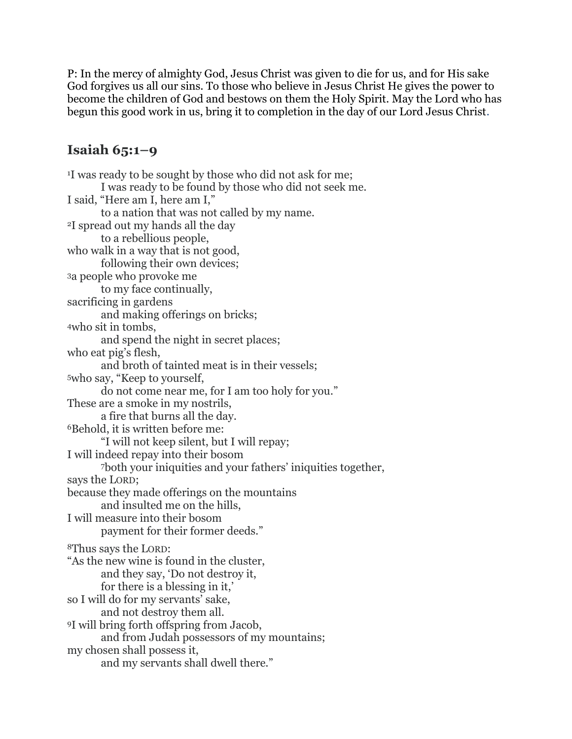P: In the mercy of almighty God, Jesus Christ was given to die for us, and for His sake God forgives us all our sins. To those who believe in Jesus Christ He gives the power to become the children of God and bestows on them the Holy Spirit. May the Lord who has begun this good work in us, bring it to completion in the day of our Lord Jesus Christ.

## Isaiah 65:1–9

[1]I was ready to be sought by those who did not ask for me;
I was ready to be found by those who did not seek me.
I said, "Here am I, here am I,"
to a nation that was not called by my name.
[2]I spread out my hands all the day
to a rebellious people,
who walk in a way that is not good,
following their own devices;
[3]a people who provoke me
to my face continually,
sacrificing in gardens
and making offerings on bricks;
[4]who sit in tombs,
and spend the night in secret places;
who eat pig's flesh,
and broth of tainted meat is in their vessels;
[5]who say, "Keep to yourself,
do not come near me, for I am too holy for you."
These are a smoke in my nostrils,
a fire that burns all the day.
[6]Behold, it is written before me:
"I will not keep silent, but I will repay;
I will indeed repay into their bosom
[7]both your iniquities and your fathers' iniquities together,
says the LORD;
because they made offerings on the mountains
and insulted me on the hills,
I will measure into their bosom
payment for their former deeds."

[8]Thus says the LORD:
"As the new wine is found in the cluster,
and they say, 'Do not destroy it,
for there is a blessing in it,'
so I will do for my servants' sake,
and not destroy them all.
[9]I will bring forth offspring from Jacob,
and from Judah possessors of my mountains;
my chosen shall possess it,
and my servants shall dwell there."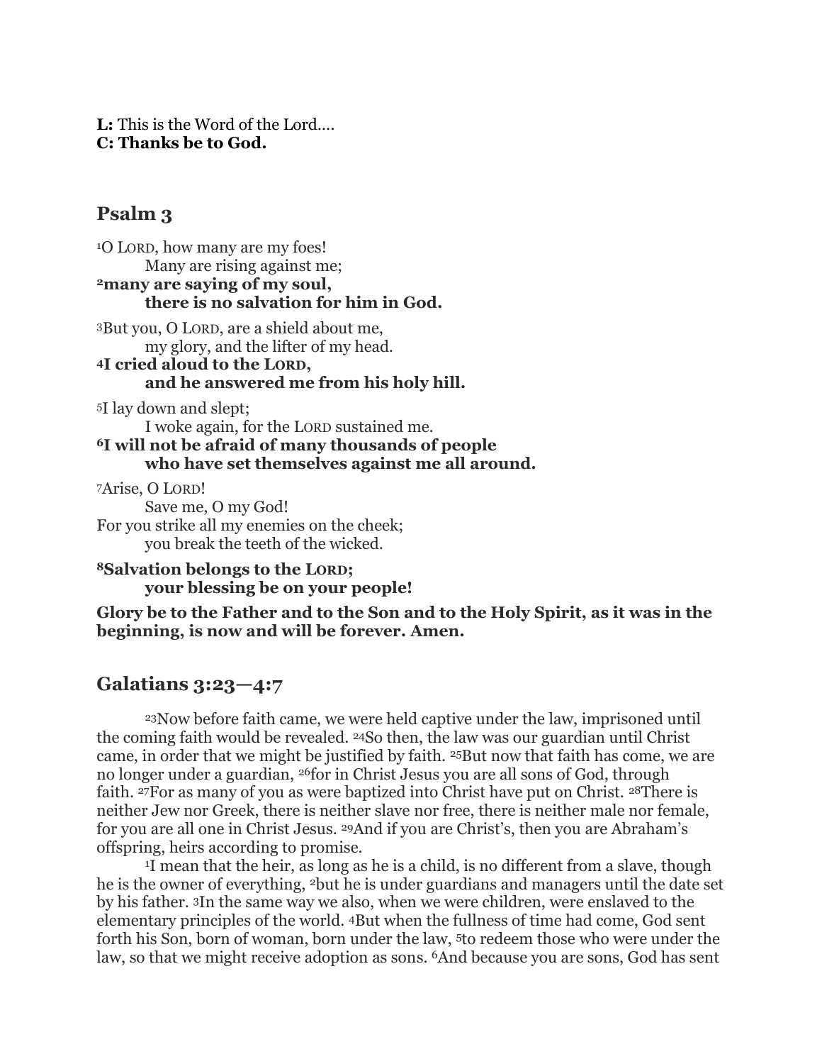**L:** This is the Word of the Lord….
**C: Thanks be to God.**

## Psalm 3

[1]O LORD, how many are my foes!
Many are rising against me;
**[2]many are saying of my soul,
there is no salvation for him in God.**

[3]But you, O LORD, are a shield about me,
my glory, and the lifter of my head.
**[4]I cried aloud to the LORD,
and he answered me from his holy hill.**

[5]I lay down and slept;
I woke again, for the LORD sustained me.
**[6]I will not be afraid of many thousands of people
who have set themselves against me all around.**

[7]Arise, O LORD!
Save me, O my God!
For you strike all my enemies on the cheek;
you break the teeth of the wicked.

**[8]Salvation belongs to the LORD;
your blessing be on your people!**

**Glory be to the Father and to the Son and to the Holy Spirit, as it was in the beginning, is now and will be forever. Amen.**

## Galatians 3:23—4:7

[23]Now before faith came, we were held captive under the law, imprisoned until the coming faith would be revealed. [24]So then, the law was our guardian until Christ came, in order that we might be justified by faith. [25]But now that faith has come, we are no longer under a guardian, [26]for in Christ Jesus you are all sons of God, through faith. [27]For as many of you as were baptized into Christ have put on Christ. [28]There is neither Jew nor Greek, there is neither slave nor free, there is neither male nor female, for you are all one in Christ Jesus. [29]And if you are Christ's, then you are Abraham's offspring, heirs according to promise.

[1]I mean that the heir, as long as he is a child, is no different from a slave, though he is the owner of everything, [2]but he is under guardians and managers until the date set by his father. [3]In the same way we also, when we were children, were enslaved to the elementary principles of the world. [4]But when the fullness of time had come, God sent forth his Son, born of woman, born under the law, [5]to redeem those who were under the law, so that we might receive adoption as sons. [6]And because you are sons, God has sent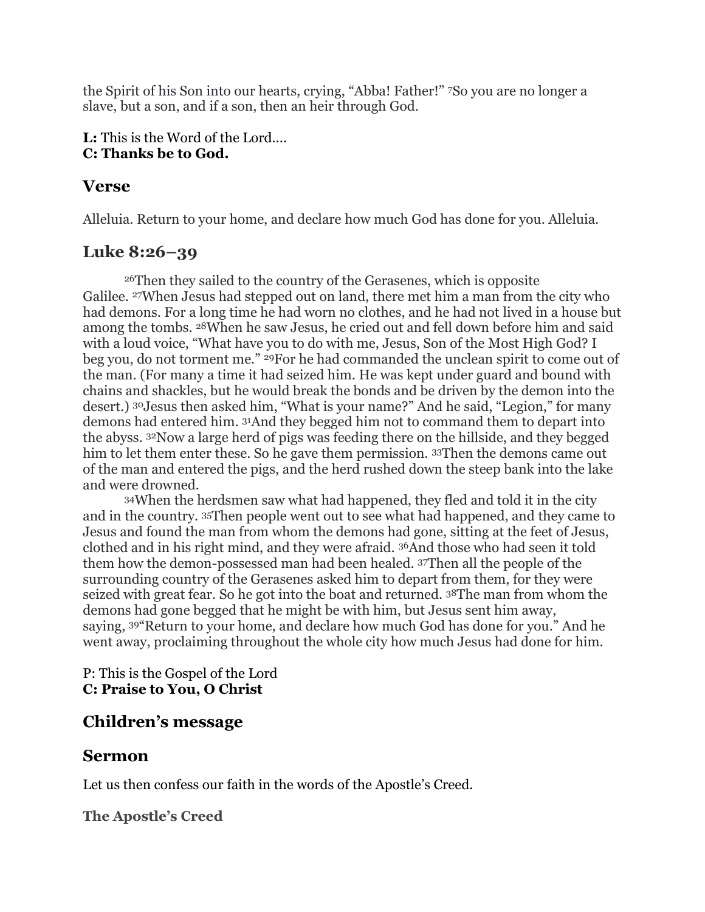the Spirit of his Son into our hearts, crying, "Abba! Father!" 7So you are no longer a slave, but a son, and if a son, then an heir through God.

**L:** This is the Word of the Lord….
**C: Thanks be to God.**

## Verse

Alleluia. Return to your home, and declare how much God has done for you. Alleluia.

## Luke 8:26–39

26Then they sailed to the country of the Gerasenes, which is opposite Galilee. 27When Jesus had stepped out on land, there met him a man from the city who had demons. For a long time he had worn no clothes, and he had not lived in a house but among the tombs. 28When he saw Jesus, he cried out and fell down before him and said with a loud voice, "What have you to do with me, Jesus, Son of the Most High God? I beg you, do not torment me." 29For he had commanded the unclean spirit to come out of the man. (For many a time it had seized him. He was kept under guard and bound with chains and shackles, but he would break the bonds and be driven by the demon into the desert.) 30Jesus then asked him, "What is your name?" And he said, "Legion," for many demons had entered him. 31And they begged him not to command them to depart into the abyss. 32Now a large herd of pigs was feeding there on the hillside, and they begged him to let them enter these. So he gave them permission. 33Then the demons came out of the man and entered the pigs, and the herd rushed down the steep bank into the lake and were drowned.

34When the herdsmen saw what had happened, they fled and told it in the city and in the country. 35Then people went out to see what had happened, and they came to Jesus and found the man from whom the demons had gone, sitting at the feet of Jesus, clothed and in his right mind, and they were afraid. 36And those who had seen it told them how the demon-possessed man had been healed. 37Then all the people of the surrounding country of the Gerasenes asked him to depart from them, for they were seized with great fear. So he got into the boat and returned. 38The man from whom the demons had gone begged that he might be with him, but Jesus sent him away, saying, 39"Return to your home, and declare how much God has done for you." And he went away, proclaiming throughout the whole city how much Jesus had done for him.

P: This is the Gospel of the Lord
**C: Praise to You, O Christ**

## Children's message

## Sermon

Let us then confess our faith in the words of the Apostle's Creed.

### The Apostle's Creed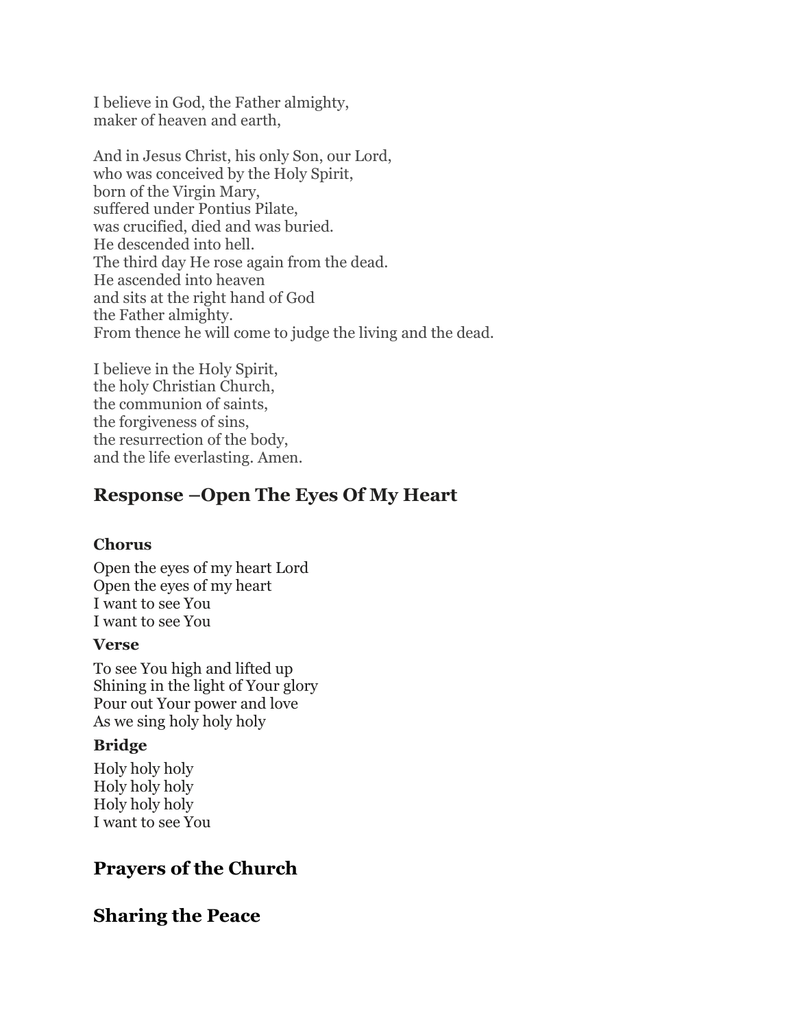I believe in God, the Father almighty,
maker of heaven and earth,

And in Jesus Christ, his only Son, our Lord,
who was conceived by the Holy Spirit,
born of the Virgin Mary,
suffered under Pontius Pilate,
was crucified, died and was buried.
He descended into hell.
The third day He rose again from the dead.
He ascended into heaven
and sits at the right hand of God
the Father almighty.
From thence he will come to judge the living and the dead.

I believe in the Holy Spirit,
the holy Christian Church,
the communion of saints,
the forgiveness of sins,
the resurrection of the body,
and the life everlasting. Amen.

## Response –Open The Eyes Of My Heart

### Chorus

Open the eyes of my heart Lord
Open the eyes of my heart
I want to see You
I want to see You

### Verse

To see You high and lifted up
Shining in the light of Your glory
Pour out Your power and love
As we sing holy holy holy

### Bridge

Holy holy holy
Holy holy holy
Holy holy holy
I want to see You

## Prayers of the Church

## Sharing the Peace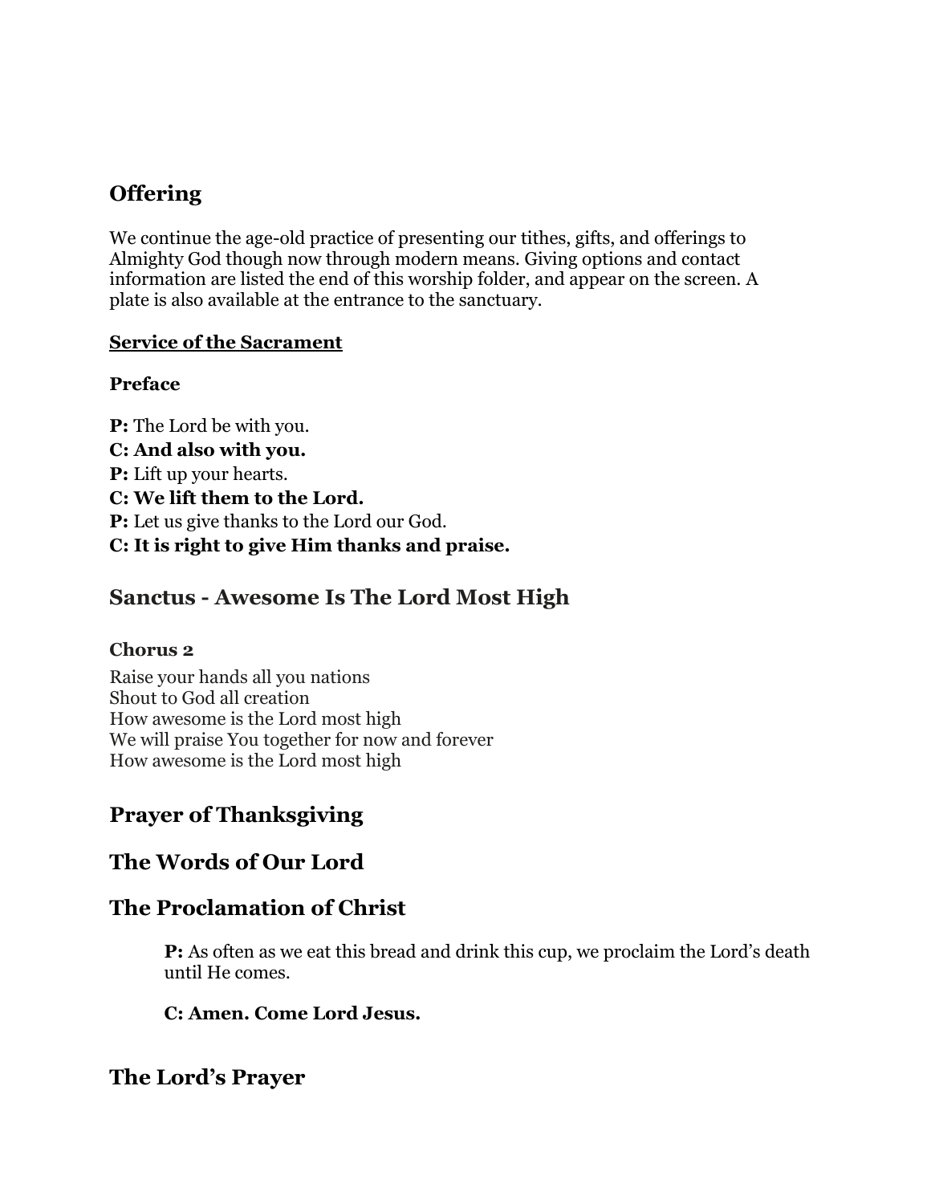## Offering

We continue the age-old practice of presenting our tithes, gifts, and offerings to Almighty God though now through modern means. Giving options and contact information are listed the end of this worship folder, and appear on the screen. A plate is also available at the entrance to the sanctuary.

**<u>Service of the Sacrament</u>**

**Preface**

**P:** The Lord be with you.
**C: And also with you.**
**P:** Lift up your hearts.
**C: We lift them to the Lord.**
**P:** Let us give thanks to the Lord our God.
**C: It is right to give Him thanks and praise.**

## Sanctus - Awesome Is The Lord Most High

**Chorus 2**

Raise your hands all you nations
Shout to God all creation
How awesome is the Lord most high
We will praise You together for now and forever
How awesome is the Lord most high

## Prayer of Thanksgiving

## The Words of Our Lord

## The Proclamation of Christ

**P:** As often as we eat this bread and drink this cup, we proclaim the Lord's death until He comes.

**C: Amen. Come Lord Jesus.**

## The Lord's Prayer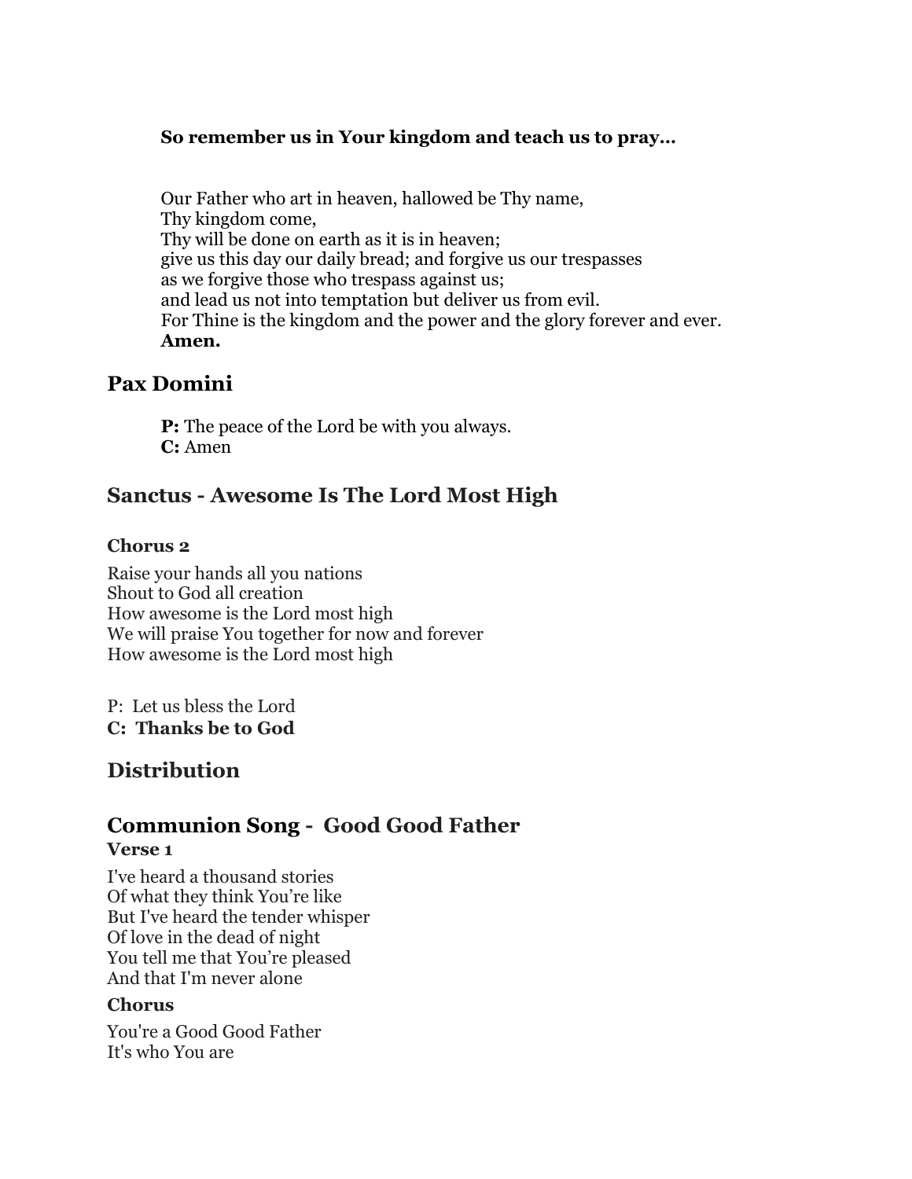**So remember us in Your kingdom and teach us to pray…**

Our Father who art in heaven, hallowed be Thy name,
Thy kingdom come,
Thy will be done on earth as it is in heaven;
give us this day our daily bread; and forgive us our trespasses
as we forgive those who trespass against us;
and lead us not into temptation but deliver us from evil.
For Thine is the kingdom and the power and the glory forever and ever.
**Amen.**

## Pax Domini

**P:** The peace of the Lord be with you always.
**C:** Amen

## Sanctus - Awesome Is The Lord Most High

### Chorus 2

Raise your hands all you nations
Shout to God all creation
How awesome is the Lord most high
We will praise You together for now and forever
How awesome is the Lord most high

P: Let us bless the Lord
**C: Thanks be to God**

## Distribution

## Communion Song - Good Good Father

### Verse 1

I've heard a thousand stories
Of what they think You're like
But I've heard the tender whisper
Of love in the dead of night
You tell me that You're pleased
And that I'm never alone

### Chorus

You're a Good Good Father
It's who You are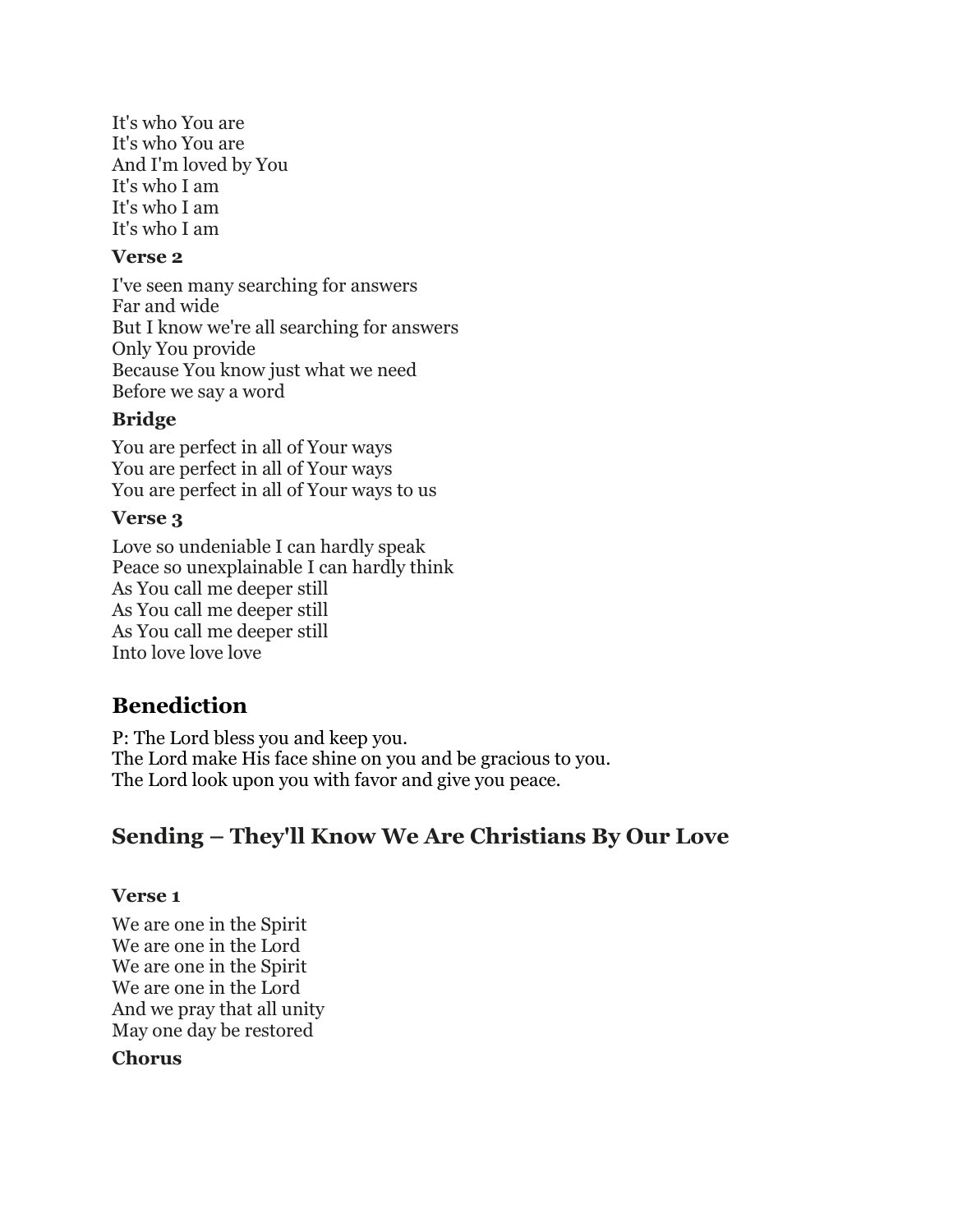It's who You are  
It's who You are  
And I'm loved by You  
It's who I am  
It's who I am  
It's who I am

**Verse 2**

I've seen many searching for answers  
Far and wide  
But I know we're all searching for answers  
Only You provide  
Because You know just what we need  
Before we say a word

**Bridge**

You are perfect in all of Your ways  
You are perfect in all of Your ways  
You are perfect in all of Your ways to us

**Verse 3**

Love so undeniable I can hardly speak  
Peace so unexplainable I can hardly think  
As You call me deeper still  
As You call me deeper still  
As You call me deeper still  
Into love love love

## Benediction

P: The Lord bless you and keep you.  
The Lord make His face shine on you and be gracious to you.  
The Lord look upon you with favor and give you peace.

## Sending – They'll Know We Are Christians By Our Love

**Verse 1**

We are one in the Spirit  
We are one in the Lord  
We are one in the Spirit  
We are one in the Lord  
And we pray that all unity  
May one day be restored

**Chorus**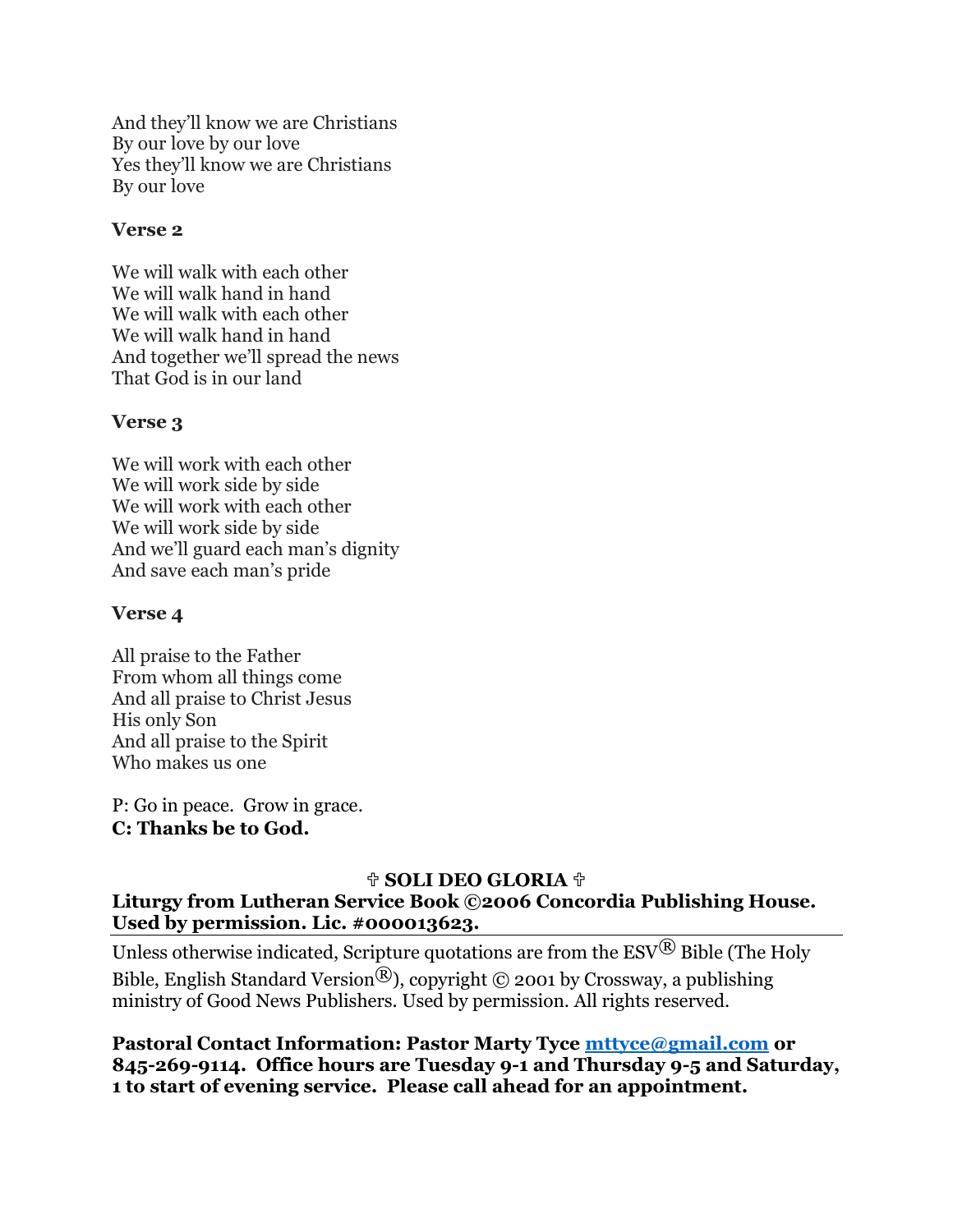And they'll know we are Christians
By our love by our love
Yes they'll know we are Christians
By our love

**Verse 2**

We will walk with each other
We will walk hand in hand
We will walk with each other
We will walk hand in hand
And together we'll spread the news
That God is in our land

**Verse 3**

We will work with each other
We will work side by side
We will work with each other
We will work side by side
And we'll guard each man's dignity
And save each man's pride

**Verse 4**

All praise to the Father
From whom all things come
And all praise to Christ Jesus
His only Son
And all praise to the Spirit
Who makes us one

P: Go in peace. Grow in grace.
**C: Thanks be to God.**

**✟ SOLI DEO GLORIA ✟**
**Liturgy from Lutheran Service Book ©2006 Concordia Publishing House. Used by permission. Lic. #000013623.**

---

Unless otherwise indicated, Scripture quotations are from the ESV® Bible (The Holy Bible, English Standard Version®), copyright © 2001 by Crossway, a publishing ministry of Good News Publishers. Used by permission. All rights reserved.

**Pastoral Contact Information: Pastor Marty Tyce mttyce@gmail.com or 845-269-9114. Office hours are Tuesday 9-1 and Thursday 9-5 and Saturday, 1 to start of evening service. Please call ahead for an appointment.**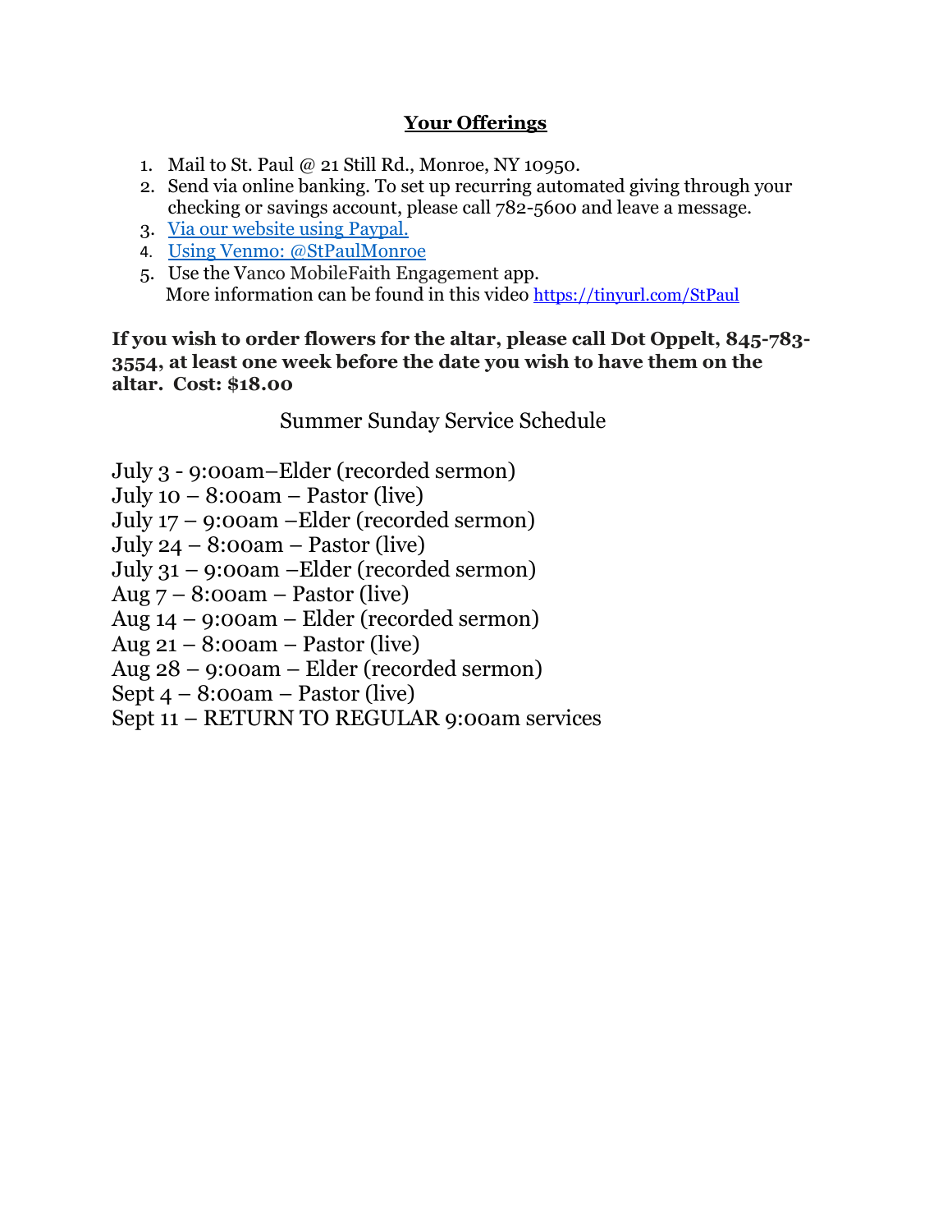## **Your Offerings**

1. Mail to St. Paul @ 21 Still Rd., Monroe, NY 10950.
2. Send via online banking. To set up recurring automated giving through your checking or savings account, please call 782-5600 and leave a message.
3. Via our website using Paypal.
4. Using Venmo: @StPaulMonroe
5. Use the Vanco MobileFaith Engagement app.
   More information can be found in this video https://tinyurl.com/StPaul

**If you wish to order flowers for the altar, please call Dot Oppelt, 845-783-3554, at least one week before the date you wish to have them on the altar. Cost: $18.00**

### Summer Sunday Service Schedule

July 3 - 9:00am–Elder (recorded sermon)
July 10 – 8:00am – Pastor (live)
July 17 – 9:00am –Elder (recorded sermon)
July 24 – 8:00am – Pastor (live)
July 31 – 9:00am –Elder (recorded sermon)
Aug 7 – 8:00am – Pastor (live)
Aug 14 – 9:00am – Elder (recorded sermon)
Aug 21 – 8:00am – Pastor (live)
Aug 28 – 9:00am – Elder (recorded sermon)
Sept 4 – 8:00am – Pastor (live)
Sept 11 – RETURN TO REGULAR 9:00am services